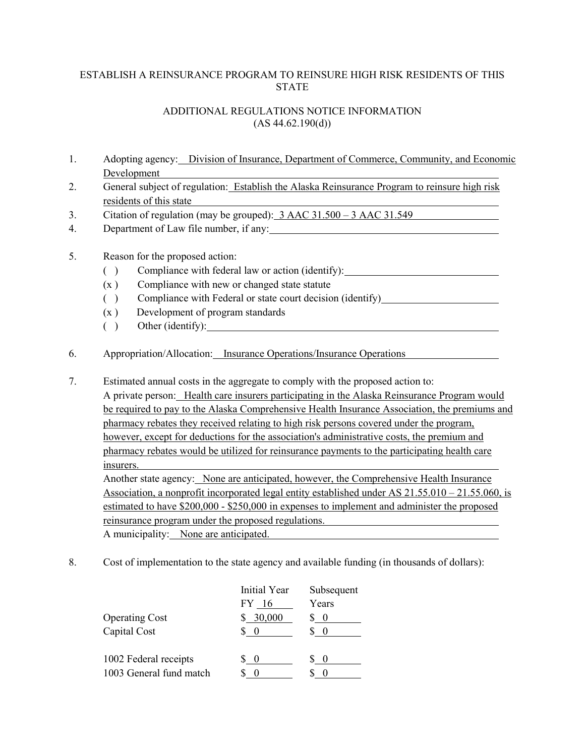ESTABLISH A REINSURANCE PROGRAM TO REINSURE HIGH RISK RESIDENTS OF THIS STATE

ADDITIONAL REGULATIONS NOTICE INFORMATION
(AS 44.62.190(d))

1. Adopting agency: Division of Insurance, Department of Commerce, Community, and Economic Development
2. General subject of regulation: Establish the Alaska Reinsurance Program to reinsure high risk residents of this state
3. Citation of regulation (may be grouped): 3 AAC 31.500 – 3 AAC 31.549
4. Department of Law file number, if any:

5. Reason for the proposed action:
   - ( ) Compliance with federal law or action (identify):
   - (x ) Compliance with new or changed state statute
   - ( ) Compliance with Federal or state court decision (identify)
   - (x ) Development of program standards
   - ( ) Other (identify):

6. Appropriation/Allocation: Insurance Operations/Insurance Operations

7. Estimated annual costs in the aggregate to comply with the proposed action to:
   A private person: Health care insurers participating in the Alaska Reinsurance Program would be required to pay to the Alaska Comprehensive Health Insurance Association, the premiums and pharmacy rebates they received relating to high risk persons covered under the program, however, except for deductions for the association's administrative costs, the premium and pharmacy rebates would be utilized for reinsurance payments to the participating health care insurers.
   Another state agency: None are anticipated, however, the Comprehensive Health Insurance Association, a nonprofit incorporated legal entity established under AS 21.55.010 – 21.55.060, is estimated to have $200,000 - $250,000 in expenses to implement and administer the proposed reinsurance program under the proposed regulations.
   A municipality: None are anticipated.

8. Cost of implementation to the state agency and available funding (in thousands of dollars):

| | Initial Year FY 16 | Subsequent Years |
|---|---|---|
| Operating Cost | $ 30,000 | $ 0 |
| Capital Cost | $ 0 | $ 0 |
| | | |
| 1002 Federal receipts | $ 0 | $ 0 |
| 1003 General fund match | $ 0 | $ 0 |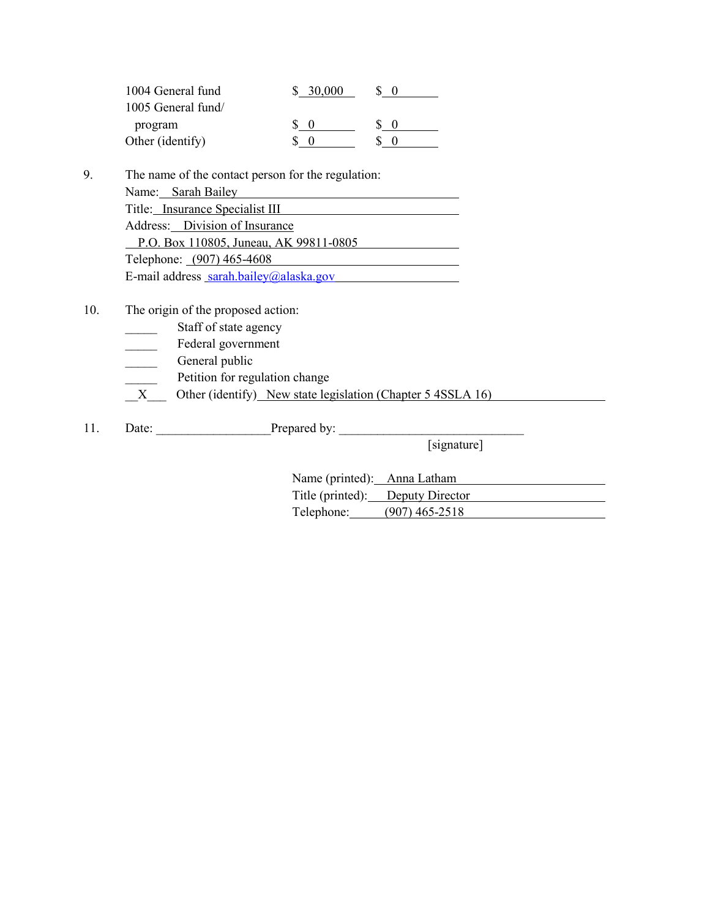| | | |
|---|---|---|
| 1004 General fund | $ 30,000 | $ 0 |
| 1005 General fund/ program | $ 0 | $ 0 |
| Other (identify) | $ 0 | $ 0 |

9. The name of the contact person for the regulation:
   Name: Sarah Bailey
   Title: Insurance Specialist III
   Address: Division of Insurance
   P.O. Box 110805, Juneau, AK 99811-0805
   Telephone: (907) 465-4608
   E-mail address sarah.bailey@alaska.gov

10. The origin of the proposed action:
    _____ Staff of state agency
    _____ Federal government
    _____ General public
    _____ Petition for regulation change
    __X___ Other (identify) New state legislation (Chapter 5 4SSLA 16)

11. Date: __________________ Prepared by: ______________________________
    [signature]

    Name (printed): Anna Latham
    Title (printed): Deputy Director
    Telephone: (907) 465-2518